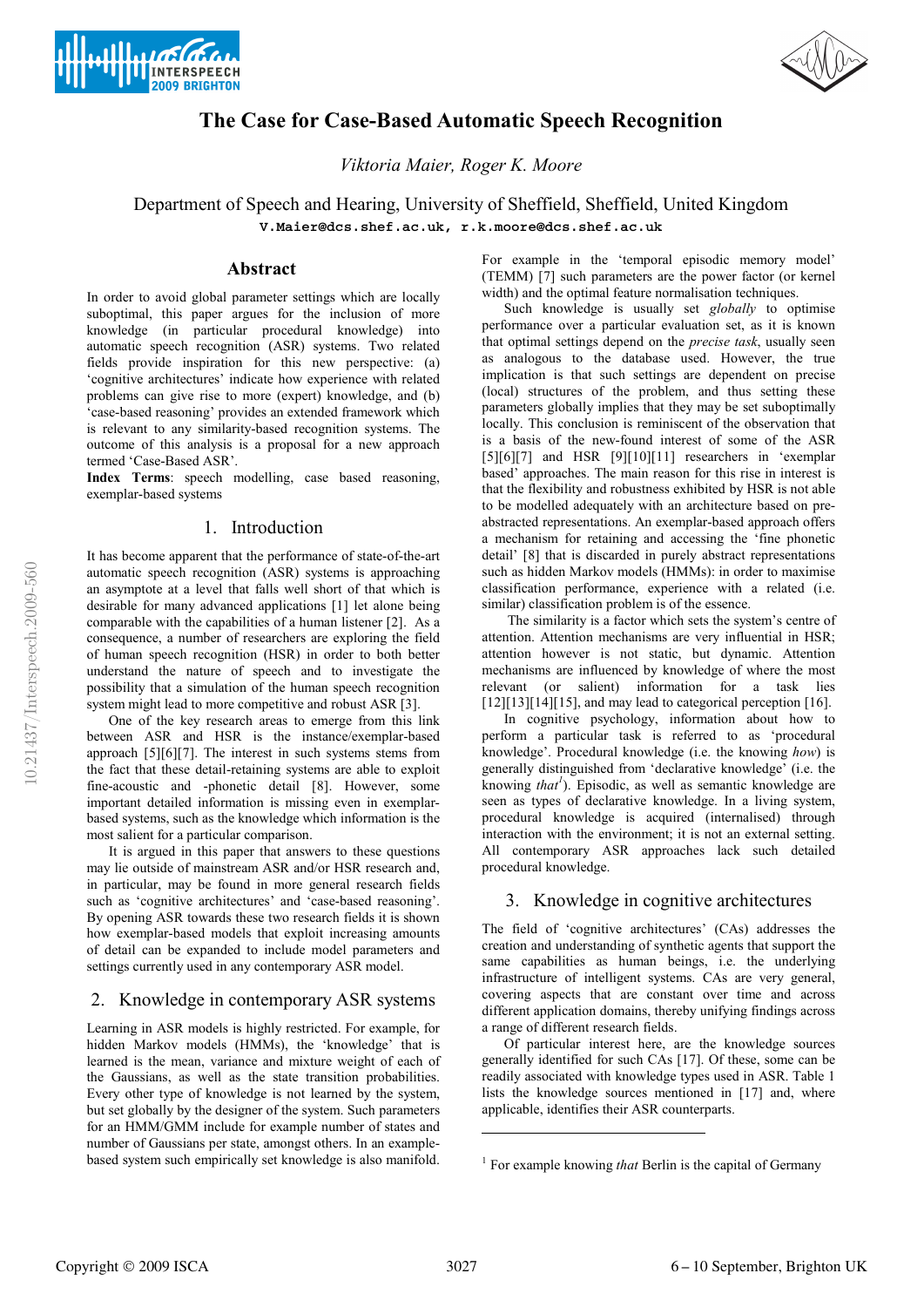# The Case for Case-Based Automatic Speech Recognition

*Viktoria Maier, Roger K. Moore*

Department of Speech and Hearing, University of Sheffield, Sheffield, United Kingdom
`V.Maier@dcs.shef.ac.uk, r.k.moore@dcs.shef.ac.uk`

## Abstract

In order to avoid global parameter settings which are locally suboptimal, this paper argues for the inclusion of more knowledge (in particular procedural knowledge) into automatic speech recognition (ASR) systems. Two related fields provide inspiration for this new perspective: (a) 'cognitive architectures' indicate how experience with related problems can give rise to more (expert) knowledge, and (b) 'case-based reasoning' provides an extended framework which is relevant to any similarity-based recognition systems. The outcome of this analysis is a proposal for a new approach termed 'Case-Based ASR'.

**Index Terms**: speech modelling, case based reasoning, exemplar-based systems

## 1. Introduction

It has become apparent that the performance of state-of-the-art automatic speech recognition (ASR) systems is approaching an asymptote at a level that falls well short of that which is desirable for many advanced applications [1] let alone being comparable with the capabilities of a human listener [2]. As a consequence, a number of researchers are exploring the field of human speech recognition (HSR) in order to both better understand the nature of speech and to investigate the possibility that a simulation of the human speech recognition system might lead to more competitive and robust ASR [3].

One of the key research areas to emerge from this link between ASR and HSR is the instance/exemplar-based approach [5][6][7]. The interest in such systems stems from the fact that these detail-retaining systems are able to exploit fine-acoustic and -phonetic detail [8]. However, some important detailed information is missing even in exemplar-based systems, such as the knowledge which information is the most salient for a particular comparison.

It is argued in this paper that answers to these questions may lie outside of mainstream ASR and/or HSR research and, in particular, may be found in more general research fields such as 'cognitive architectures' and 'case-based reasoning'. By opening ASR towards these two research fields it is shown how exemplar-based models that exploit increasing amounts of detail can be expanded to include model parameters and settings currently used in any contemporary ASR model.

## 2. Knowledge in contemporary ASR systems

Learning in ASR models is highly restricted. For example, for hidden Markov models (HMMs), the 'knowledge' that is learned is the mean, variance and mixture weight of each of the Gaussians, as well as the state transition probabilities. Every other type of knowledge is not learned by the system, but set globally by the designer of the system. Such parameters for an HMM/GMM include for example number of states and number of Gaussians per state, amongst others. In an example-based system such empirically set knowledge is also manifold. For example in the 'temporal episodic memory model' (TEMM) [7] such parameters are the power factor (or kernel width) and the optimal feature normalisation techniques.

Such knowledge is usually set *globally* to optimise performance over a particular evaluation set, as it is known that optimal settings depend on the *precise task*, usually seen as analogous to the database used. However, the true implication is that such settings are dependent on precise (local) structures of the problem, and thus setting these parameters globally implies that they may be set suboptimally locally. This conclusion is reminiscent of the observation that is a basis of the new-found interest of some of the ASR [5][6][7] and HSR [9][10][11] researchers in 'exemplar based' approaches. The main reason for this rise in interest is that the flexibility and robustness exhibited by HSR is not able to be modelled adequately with an architecture based on pre-abstracted representations. An exemplar-based approach offers a mechanism for retaining and accessing the 'fine phonetic detail' [8] that is discarded in purely abstract representations such as hidden Markov models (HMMs): in order to maximise classification performance, experience with a related (i.e. similar) classification problem is of the essence.

The similarity is a factor which sets the system's centre of attention. Attention mechanisms are very influential in HSR; attention however is not static, but dynamic. Attention mechanisms are influenced by knowledge of where the most relevant (or salient) information for a task lies [12][13][14][15], and may lead to categorical perception [16].

In cognitive psychology, information about how to perform a particular task is referred to as 'procedural knowledge'. Procedural knowledge (i.e. the knowing *how*) is generally distinguished from 'declarative knowledge' (i.e. the knowing *that*[1]). Episodic, as well as semantic knowledge are seen as types of declarative knowledge. In a living system, procedural knowledge is acquired (internalised) through interaction with the environment; it is not an external setting. All contemporary ASR approaches lack such detailed procedural knowledge.

## 3. Knowledge in cognitive architectures

The field of 'cognitive architectures' (CAs) addresses the creation and understanding of synthetic agents that support the same capabilities as human beings, i.e. the underlying infrastructure of intelligent systems. CAs are very general, covering aspects that are constant over time and across different application domains, thereby unifying findings across a range of different research fields.

Of particular interest here, are the knowledge sources generally identified for such CAs [17]. Of these, some can be readily associated with knowledge types used in ASR. Table 1 lists the knowledge sources mentioned in [17] and, where applicable, identifies their ASR counterparts.

[1] For example knowing *that* Berlin is the capital of Germany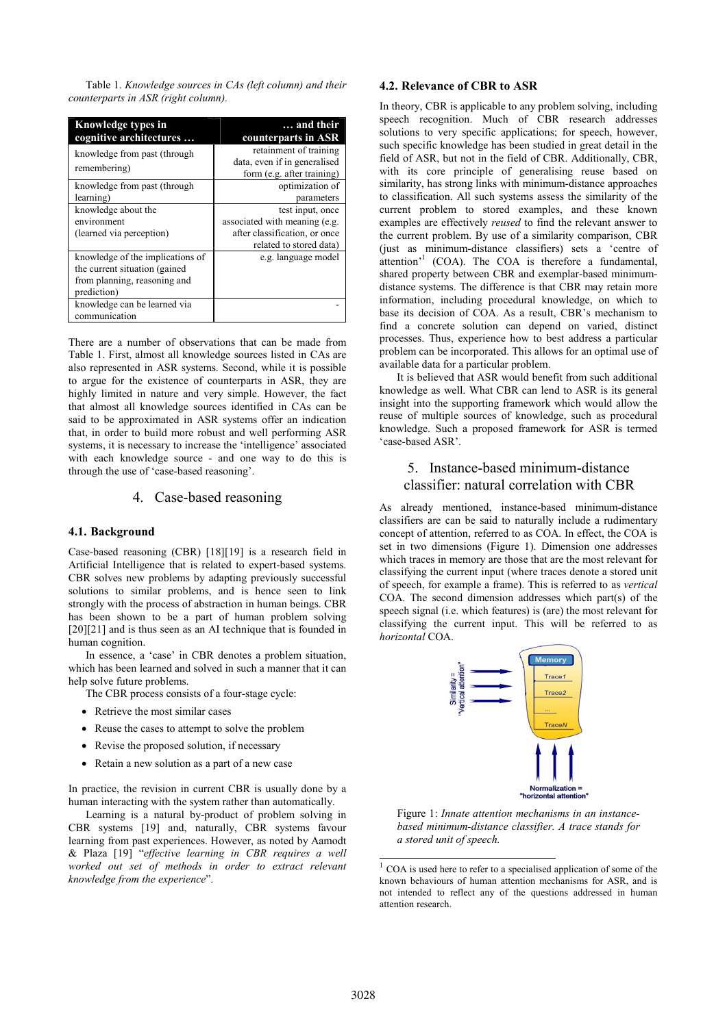Table 1. *Knowledge sources in CAs (left column) and their counterparts in ASR (right column).*

| Knowledge types in cognitive architectures … | … and their counterparts in ASR |
|---|---|
| knowledge from past (through remembering) | retainment of training data, even if in generalised form (e.g. after training) |
| knowledge from past (through learning) | optimization of parameters |
| knowledge about the environment (learned via perception) | test input, once associated with meaning (e.g. after classification, or once related to stored data) |
| knowledge of the implications of the current situation (gained from planning, reasoning and prediction) | e.g. language model |
| knowledge can be learned via communication | - |

There are a number of observations that can be made from Table 1. First, almost all knowledge sources listed in CAs are also represented in ASR systems. Second, while it is possible to argue for the existence of counterparts in ASR, they are highly limited in nature and very simple. However, the fact that almost all knowledge sources identified in CAs can be said to be approximated in ASR systems offer an indication that, in order to build more robust and well performing ASR systems, it is necessary to increase the 'intelligence' associated with each knowledge source - and one way to do this is through the use of 'case-based reasoning'.

# 4. Case-based reasoning

## 4.1. Background

Case-based reasoning (CBR) [18][19] is a research field in Artificial Intelligence that is related to expert-based systems. CBR solves new problems by adapting previously successful solutions to similar problems, and is hence seen to link strongly with the process of abstraction in human beings. CBR has been shown to be a part of human problem solving [20][21] and is thus seen as an AI technique that is founded in human cognition.

In essence, a 'case' in CBR denotes a problem situation, which has been learned and solved in such a manner that it can help solve future problems.

The CBR process consists of a four-stage cycle:

- Retrieve the most similar cases
- Reuse the cases to attempt to solve the problem
- Revise the proposed solution, if necessary
- Retain a new solution as a part of a new case

In practice, the revision in current CBR is usually done by a human interacting with the system rather than automatically.

Learning is a natural by-product of problem solving in CBR systems [19] and, naturally, CBR systems favour learning from past experiences. However, as noted by Aamodt & Plaza [19] "*effective learning in CBR requires a well worked out set of methods in order to extract relevant knowledge from the experience*".

## 4.2. Relevance of CBR to ASR

In theory, CBR is applicable to any problem solving, including speech recognition. Much of CBR research addresses solutions to very specific applications; for speech, however, such specific knowledge has been studied in great detail in the field of ASR, but not in the field of CBR. Additionally, CBR, with its core principle of generalising reuse based on similarity, has strong links with minimum-distance approaches to classification. All such systems assess the similarity of the current problem to stored examples, and these known examples are effectively *reused* to find the relevant answer to the current problem. By use of a similarity comparison, CBR (just as minimum-distance classifiers) sets a 'centre of attention'[1] (COA). The COA is therefore a fundamental, shared property between CBR and exemplar-based minimum-distance systems. The difference is that CBR may retain more information, including procedural knowledge, on which to base its decision of COA. As a result, CBR's mechanism to find a concrete solution can depend on varied, distinct processes. Thus, experience how to best address a particular problem can be incorporated. This allows for an optimal use of available data for a particular problem.

It is believed that ASR would benefit from such additional knowledge as well. What CBR can lend to ASR is its general insight into the supporting framework which would allow the reuse of multiple sources of knowledge, such as procedural knowledge. Such a proposed framework for ASR is termed 'case-based ASR'.

# 5. Instance-based minimum-distance classifier: natural correlation with CBR

As already mentioned, instance-based minimum-distance classifiers are can be said to naturally include a rudimentary concept of attention, referred to as COA. In effect, the COA is set in two dimensions (Figure 1). Dimension one addresses which traces in memory are those that are the most relevant for classifying the current input (where traces denote a stored unit of speech, for example a frame). This is referred to as *vertical* COA. The second dimension addresses which part(s) of the speech signal (i.e. which features) is (are) the most relevant for classifying the current input. This will be referred to as *horizontal* COA.

Figure 1: *Innate attention mechanisms in an instance-based minimum-distance classifier. A trace stands for a stored unit of speech.*

[1] COA is used here to refer to a specialised application of some of the known behaviours of human attention mechanisms for ASR, and is not intended to reflect any of the questions addressed in human attention research.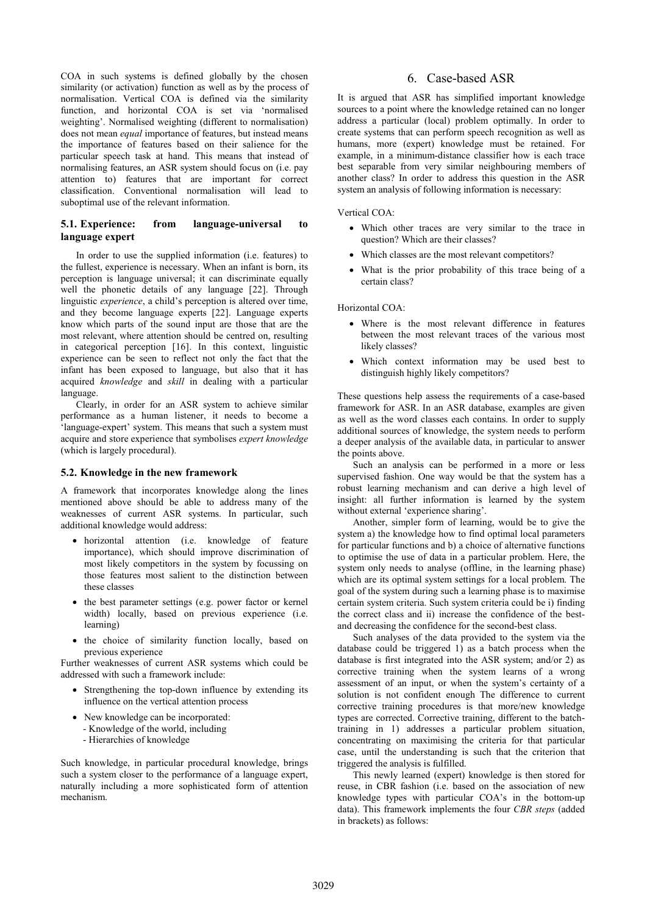COA in such systems is defined globally by the chosen similarity (or activation) function as well as by the process of normalisation. Vertical COA is defined via the similarity function, and horizontal COA is set via 'normalised weighting'. Normalised weighting (different to normalisation) does not mean *equal* importance of features, but instead means the importance of features based on their salience for the particular speech task at hand. This means that instead of normalising features, an ASR system should focus on (i.e. pay attention to) features that are important for correct classification. Conventional normalisation will lead to suboptimal use of the relevant information.

### 5.1. Experience: from language-universal to language expert

In order to use the supplied information (i.e. features) to the fullest, experience is necessary. When an infant is born, its perception is language universal; it can discriminate equally well the phonetic details of any language [22]. Through linguistic *experience*, a child's perception is altered over time, and they become language experts [22]. Language experts know which parts of the sound input are those that are the most relevant, where attention should be centred on, resulting in categorical perception [16]. In this context, linguistic experience can be seen to reflect not only the fact that the infant has been exposed to language, but also that it has acquired *knowledge* and *skill* in dealing with a particular language.

Clearly, in order for an ASR system to achieve similar performance as a human listener, it needs to become a 'language-expert' system. This means that such a system must acquire and store experience that symbolises *expert knowledge* (which is largely procedural).

### 5.2. Knowledge in the new framework

A framework that incorporates knowledge along the lines mentioned above should be able to address many of the weaknesses of current ASR systems. In particular, such additional knowledge would address:

- horizontal attention (i.e. knowledge of feature importance), which should improve discrimination of most likely competitors in the system by focussing on those features most salient to the distinction between these classes
- the best parameter settings (e.g. power factor or kernel width) locally, based on previous experience (i.e. learning)
- the choice of similarity function locally, based on previous experience

Further weaknesses of current ASR systems which could be addressed with such a framework include:

- Strengthening the top-down influence by extending its influence on the vertical attention process
- New knowledge can be incorporated:
  - Knowledge of the world, including
  - Hierarchies of knowledge

Such knowledge, in particular procedural knowledge, brings such a system closer to the performance of a language expert, naturally including a more sophisticated form of attention mechanism.

## 6. Case-based ASR

It is argued that ASR has simplified important knowledge sources to a point where the knowledge retained can no longer address a particular (local) problem optimally. In order to create systems that can perform speech recognition as well as humans, more (expert) knowledge must be retained. For example, in a minimum-distance classifier how is each trace best separable from very similar neighbouring members of another class? In order to address this question in the ASR system an analysis of following information is necessary:

Vertical COA:

- Which other traces are very similar to the trace in question? Which are their classes?
- Which classes are the most relevant competitors?
- What is the prior probability of this trace being of a certain class?

Horizontal COA:

- Where is the most relevant difference in features between the most relevant traces of the various most likely classes?
- Which context information may be used best to distinguish highly likely competitors?

These questions help assess the requirements of a case-based framework for ASR. In an ASR database, examples are given as well as the word classes each contains. In order to supply additional sources of knowledge, the system needs to perform a deeper analysis of the available data, in particular to answer the points above.

Such an analysis can be performed in a more or less supervised fashion. One way would be that the system has a robust learning mechanism and can derive a high level of insight: all further information is learned by the system without external 'experience sharing'.

Another, simpler form of learning, would be to give the system a) the knowledge how to find optimal local parameters for particular functions and b) a choice of alternative functions to optimise the use of data in a particular problem. Here, the system only needs to analyse (offline, in the learning phase) which are its optimal system settings for a local problem. The goal of the system during such a learning phase is to maximise certain system criteria. Such system criteria could be i) finding the correct class and ii) increase the confidence of the best- and decreasing the confidence for the second-best class.

Such analyses of the data provided to the system via the database could be triggered 1) as a batch process when the database is first integrated into the ASR system; and/or 2) as corrective training when the system learns of a wrong assessment of an input, or when the system's certainty of a solution is not confident enough The difference to current corrective training procedures is that more/new knowledge types are corrected. Corrective training, different to the batch-training in 1) addresses a particular problem situation, concentrating on maximising the criteria for that particular case, until the understanding is such that the criterion that triggered the analysis is fulfilled.

This newly learned (expert) knowledge is then stored for reuse, in CBR fashion (i.e. based on the association of new knowledge types with particular COA's in the bottom-up data). This framework implements the four *CBR steps* (added in brackets) as follows: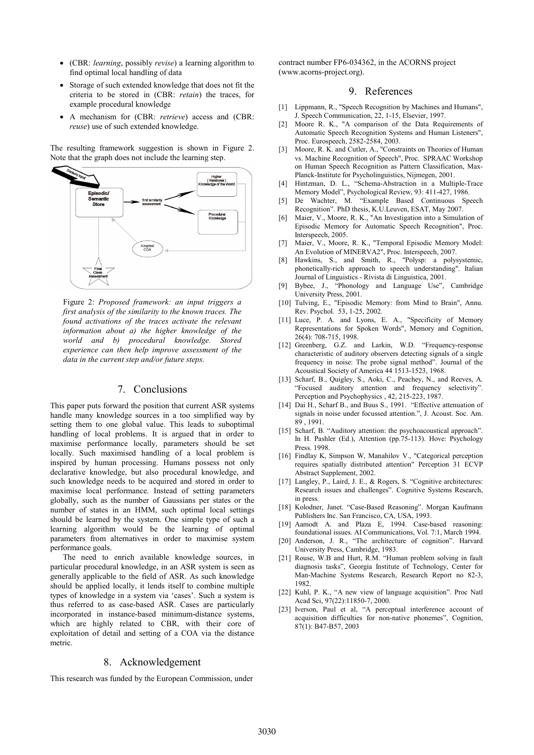- (CBR: *learning*, possibly *revise*) a learning algorithm to find optimal local handling of data
- Storage of such extended knowledge that does not fit the criteria to be stored in (CBR: *retain*) the traces, for example procedural knowledge
- A mechanism for (CBR: *retrieve*) access and (CBR: *reuse*) use of such extended knowledge.

The resulting framework suggestion is shown in Figure 2. Note that the graph does not include the learning step.

Sensory input

Episodic/ Semantic Store

first similarity assessment

Higher (Relational) Knowledge of the World

Procedural Knowledge

Adapted COA

Final Class Assessment

Figure 2: *Proposed framework: an input triggers a first analysis of the similarity to the known traces. The found activations of the traces activate the relevant information about a) the higher knowledge of the world and b) procedural knowledge. Stored experience can then help improve assessment of the data in the current step and/or future steps.*

## 7. Conclusions

This paper puts forward the position that current ASR systems handle many knowledge sources in a too simplified way by setting them to one global value. This leads to suboptimal handling of local problems. It is argued that in order to maximise performance locally, parameters should be set locally. Such maximised handling of a local problem is inspired by human processing. Humans possess not only declarative knowledge, but also procedural knowledge, and such knowledge needs to be acquired and stored in order to maximise local performance. Instead of setting parameters globally, such as the number of Gaussians per states or the number of states in an HMM, such optimal local settings should be learned by the system. One simple type of such a learning algorithm would be the learning of optimal parameters from alternatives in order to maximise system performance goals.

The need to enrich available knowledge sources, in particular procedural knowledge, in an ASR system is seen as generally applicable to the field of ASR. As such knowledge should be applied locally, it lends itself to combine multiple types of knowledge in a system via 'cases'. Such a system is thus referred to as case-based ASR. Cases are particularly incorporated in instance-based minimum-distance systems, which are highly related to CBR, with their core of exploitation of detail and setting of a COA via the distance metric.

## 8. Acknowledgement

This research was funded by the European Commission, under contract number FP6-034362, in the ACORNS project (www.acorns-project.org).

## 9. References

[1] Lippmann, R., "Speech Recognition by Machines and Humans", J. Speech Communication, 22, 1-15, Elsevier, 1997.

[2] Moore R. K., "A comparison of the Data Requirements of Automatic Speech Recognition Systems and Human Listeners", Proc. Eurospeech, 2582-2584, 2003.

[3] Moore, R. K. and Cutler, A., "Constraints on Theories of Human vs. Machine Recognition of Speech", Proc. SPRAAC Workshop on Human Speech Recognition as Pattern Classification, Max-Planck-Institute for Psycholinguistics, Nijmegen, 2001.

[4] Hintzman, D. L., "Schema-Abstraction in a Multiple-Trace Memory Model", Psychological Review, 93: 411-427, 1986.

[5] De Wachter, M. "Example Based Continuous Speech Recognition". PhD thesis, K.U.Leuven, ESAT, May 2007.

[6] Maier, V., Moore, R. K., "An Investigation into a Simulation of Episodic Memory for Automatic Speech Recognition", Proc. Interspeech, 2005.

[7] Maier, V., Moore, R. K., "Temporal Episodic Memory Model: An Evolution of MINERVA2", Proc. Interspeech, 2007.

[8] Hawkins, S., and Smith, R., "Polysp: a polysystemic, phonetically-rich approach to speech understanding". Italian Journal of Linguistics - Rivista di Linguistica, 2001.

[9] Bybee, J., "Phonology and Language Use", Cambridge University Press, 2001.

[10] Tulving, E., "Episodic Memory: from Mind to Brain", Annu. Rev. Psychol. 53, 1-25, 2002.

[11] Luce, P. A. and Lyons, E. A., "Specificity of Memory Representations for Spoken Words", Memory and Cognition, 26(4): 708-715, 1998.

[12] Greenberg, G.Z. and Larkin, W.D. "Frequency-response characteristic of auditory observers detecting signals of a single frequency in noise: The probe signal method". Journal of the Acoustical Society of America 44 1513-1523, 1968.

[13] Scharf, B., Quigley, S., Aoki, C., Peachey, N., and Reeves, A. "Focused auditory attention and frequency selectivity". Perception and Psychophysics , 42, 215-223, 1987.

[14] Dai H., Scharf B., and Buus S., 1991. "Effective attenuation of signals in noise under focussed attention.", J. Acoust. Soc. Am. 89 , 1991.

[15] Scharf, B. "Auditory attention: the psychoacoustical approach". In H. Pashler (Ed.), Attention (pp.75-113). Hove: Psychology Press. 1998.

[16] Findlay K, Simpson W, Manahilov V., "Categorical perception requires spatially distributed attention" Perception 31 ECVP Abstract Supplement, 2002.

[17] Langley, P., Laird, J. E., & Rogers, S. "Cognitive architectures: Research issues and challenges". Cognitive Systems Research, in press.

[18] Kolodner, Janet. "Case-Based Reasoning". Morgan Kaufmann Publishers Inc. San Francisco, CA, USA, 1993.

[19] Aamodt A. and Plaza E, 1994. Case-based reasoning: foundational issues. AI Communications, Vol. 7:1, March 1994.

[20] Anderson, J. R., "The architecture of cognition". Harvard University Press, Cambridge, 1983.

[21] Rouse, W.B and Hurt, R.M. "Human problem solving in fault diagnosis tasks", Georgia Institute of Technology, Center for Man-Machine Systems Research, Research Report no 82-3, 1982.

[22] Kuhl, P. K., "A new view of language acquisition". Proc Natl Acad Sci, 97(22):11850-7, 2000.

[23] Iverson, Paul et al, "A perceptual interference account of acquisition difficulties for non-native phonemes", Cognition, 87(1): B47-B57, 2003